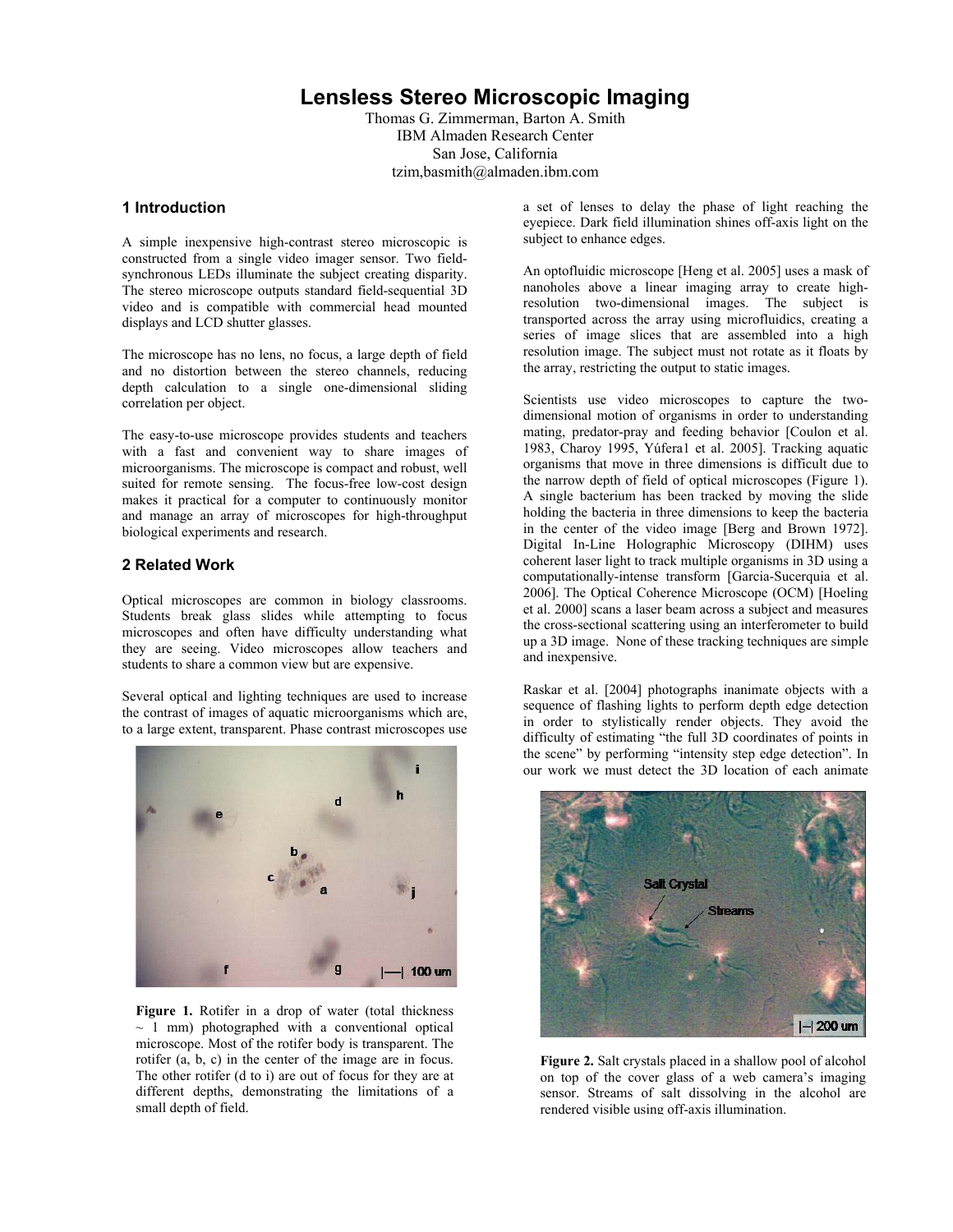# Lensless Stereo Microscopic Imaging

Thomas G. Zimmerman, Barton A. Smith
IBM Almaden Research Center
San Jose, California
tzim,basmith@almaden.ibm.com

## 1 Introduction

A simple inexpensive high-contrast stereo microscopic is constructed from a single video imager sensor. Two field-synchronous LEDs illuminate the subject creating disparity. The stereo microscope outputs standard field-sequential 3D video and is compatible with commercial head mounted displays and LCD shutter glasses.

The microscope has no lens, no focus, a large depth of field and no distortion between the stereo channels, reducing depth calculation to a single one-dimensional sliding correlation per object.

The easy-to-use microscope provides students and teachers with a fast and convenient way to share images of microorganisms. The microscope is compact and robust, well suited for remote sensing. The focus-free low-cost design makes it practical for a computer to continuously monitor and manage an array of microscopes for high-throughput biological experiments and research.

## 2 Related Work

Optical microscopes are common in biology classrooms. Students break glass slides while attempting to focus microscopes and often have difficulty understanding what they are seeing. Video microscopes allow teachers and students to share a common view but are expensive.

Several optical and lighting techniques are used to increase the contrast of images of aquatic microorganisms which are, to a large extent, transparent. Phase contrast microscopes use a set of lenses to delay the phase of light reaching the eyepiece. Dark field illumination shines off-axis light on the subject to enhance edges.

**Figure 1.** Rotifer in a drop of water (total thickness ~ 1 mm) photographed with a conventional optical microscope. Most of the rotifer body is transparent. The rotifer (a, b, c) in the center of the image are in focus. The other rotifer (d to i) are out of focus for they are at different depths, demonstrating the limitations of a small depth of field.

An optofluidic microscope [Heng et al. 2005] uses a mask of nanoholes above a linear imaging array to create high-resolution two-dimensional images. The subject is transported across the array using microfluidics, creating a series of image slices that are assembled into a high resolution image. The subject must not rotate as it floats by the array, restricting the output to static images.

Scientists use video microscopes to capture the two-dimensional motion of organisms in order to understanding mating, predator-pray and feeding behavior [Coulon et al. 1983, Charoy 1995, Yúfera1 et al. 2005]. Tracking aquatic organisms that move in three dimensions is difficult due to the narrow depth of field of optical microscopes (Figure 1). A single bacterium has been tracked by moving the slide holding the bacteria in three dimensions to keep the bacteria in the center of the video image [Berg and Brown 1972]. Digital In-Line Holographic Microscopy (DIHM) uses coherent laser light to track multiple organisms in 3D using a computationally-intense transform [Garcia-Sucerquia et al. 2006]. The Optical Coherence Microscope (OCM) [Hoeling et al. 2000] scans a laser beam across a subject and measures the cross-sectional scattering using an interferometer to build up a 3D image. None of these tracking techniques are simple and inexpensive.

Raskar et al. [2004] photographs inanimate objects with a sequence of flashing lights to perform depth edge detection in order to stylistically render objects. They avoid the difficulty of estimating "the full 3D coordinates of points in the scene" by performing "intensity step edge detection". In our work we must detect the 3D location of each animate

**Figure 2.** Salt crystals placed in a shallow pool of alcohol on top of the cover glass of a web camera's imaging sensor. Streams of salt dissolving in the alcohol are rendered visible using off-axis illumination.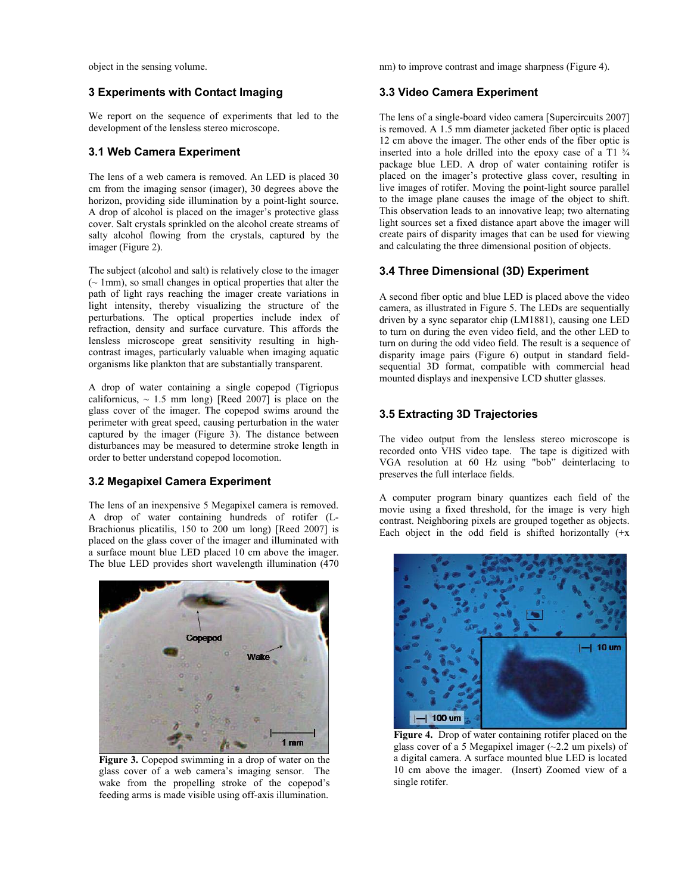object in the sensing volume.

## 3 Experiments with Contact Imaging

We report on the sequence of experiments that led to the development of the lensless stereo microscope.

### 3.1 Web Camera Experiment

The lens of a web camera is removed. An LED is placed 30 cm from the imaging sensor (imager), 30 degrees above the horizon, providing side illumination by a point-light source. A drop of alcohol is placed on the imager's protective glass cover. Salt crystals sprinkled on the alcohol create streams of salty alcohol flowing from the crystals, captured by the imager (Figure 2).

The subject (alcohol and salt) is relatively close to the imager (~ 1mm), so small changes in optical properties that alter the path of light rays reaching the imager create variations in light intensity, thereby visualizing the structure of the perturbations. The optical properties include index of refraction, density and surface curvature. This affords the lensless microscope great sensitivity resulting in high-contrast images, particularly valuable when imaging aquatic organisms like plankton that are substantially transparent.

A drop of water containing a single copepod (Tigriopus californicus, ~ 1.5 mm long) [Reed 2007] is place on the glass cover of the imager. The copepod swims around the perimeter with great speed, causing perturbation in the water captured by the imager (Figure 3). The distance between disturbances may be measured to determine stroke length in order to better understand copepod locomotion.

### 3.2 Megapixel Camera Experiment

The lens of an inexpensive 5 Megapixel camera is removed. A drop of water containing hundreds of rotifer (L-Brachionus plicatilis, 150 to 200 um long) [Reed 2007] is placed on the glass cover of the imager and illuminated with a surface mount blue LED placed 10 cm above the imager. The blue LED provides short wavelength illumination (470 nm) to improve contrast and image sharpness (Figure 4).

Figure 3. Copepod swimming in a drop of water on the glass cover of a web camera's imaging sensor. The wake from the propelling stroke of the copepod's feeding arms is made visible using off-axis illumination.

### 3.3 Video Camera Experiment

The lens of a single-board video camera [Supercircuits 2007] is removed. A 1.5 mm diameter jacketed fiber optic is placed 12 cm above the imager. The other ends of the fiber optic is inserted into a hole drilled into the epoxy case of a T1 ¾ package blue LED. A drop of water containing rotifer is placed on the imager's protective glass cover, resulting in live images of rotifer. Moving the point-light source parallel to the image plane causes the image of the object to shift. This observation leads to an innovative leap; two alternating light sources set a fixed distance apart above the imager will create pairs of disparity images that can be used for viewing and calculating the three dimensional position of objects.

### 3.4 Three Dimensional (3D) Experiment

A second fiber optic and blue LED is placed above the video camera, as illustrated in Figure 5. The LEDs are sequentially driven by a sync separator chip (LM1881), causing one LED to turn on during the even video field, and the other LED to turn on during the odd video field. The result is a sequence of disparity image pairs (Figure 6) output in standard field-sequential 3D format, compatible with commercial head mounted displays and inexpensive LCD shutter glasses.

### 3.5 Extracting 3D Trajectories

The video output from the lensless stereo microscope is recorded onto VHS video tape. The tape is digitized with VGA resolution at 60 Hz using "bob" deinterlacing to preserves the full interlace fields.

A computer program binary quantizes each field of the movie using a fixed threshold, for the image is very high contrast. Neighboring pixels are grouped together as objects. Each object in the odd field is shifted horizontally (+x

Figure 4. Drop of water containing rotifer placed on the glass cover of a 5 Megapixel imager (~2.2 um pixels) of a digital camera. A surface mounted blue LED is located 10 cm above the imager. (Insert) Zoomed view of a single rotifer.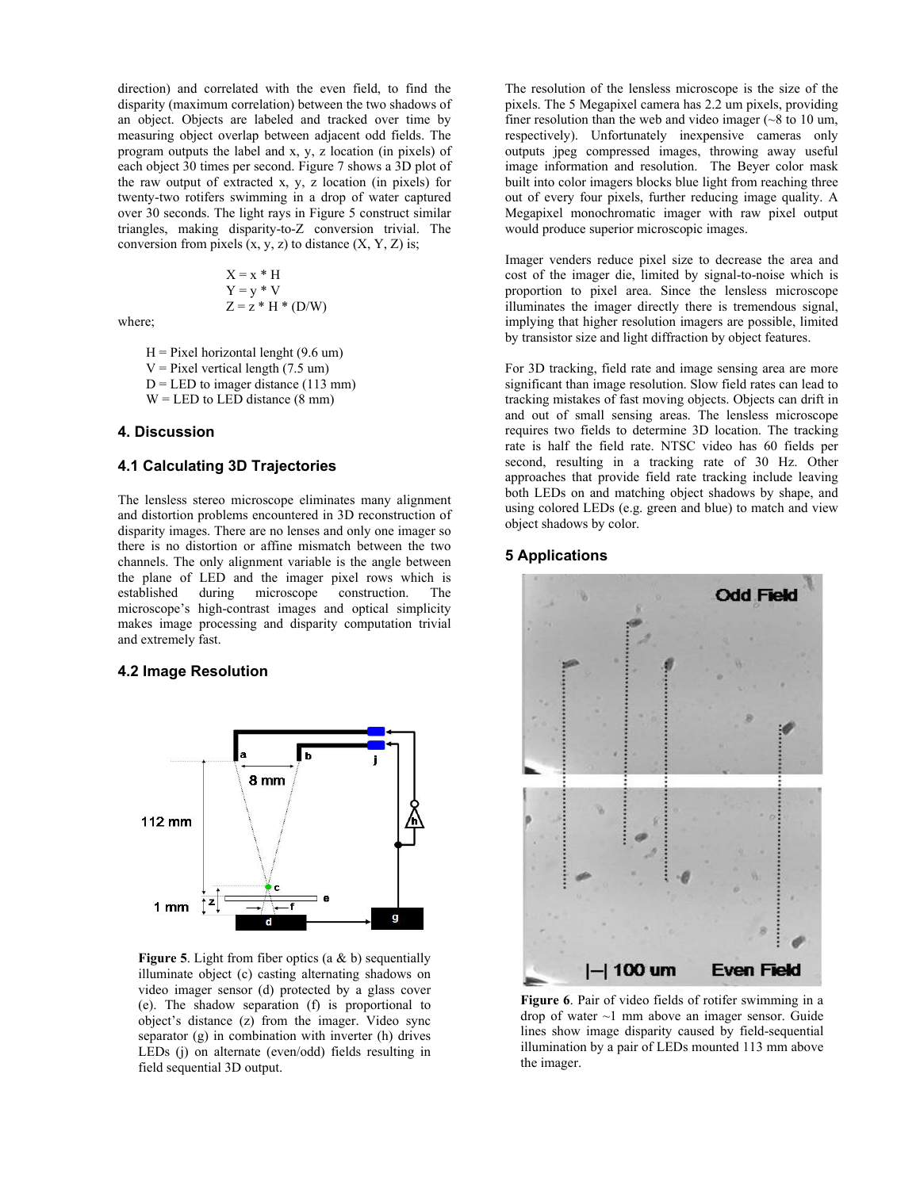direction) and correlated with the even field, to find the disparity (maximum correlation) between the two shadows of an object. Objects are labeled and tracked over time by measuring object overlap between adjacent odd fields. The program outputs the label and x, y, z location (in pixels) of each object 30 times per second. Figure 7 shows a 3D plot of the raw output of extracted x, y, z location (in pixels) for twenty-two rotifers swimming in a drop of water captured over 30 seconds. The light rays in Figure 5 construct similar triangles, making disparity-to-Z conversion trivial. The conversion from pixels (x, y, z) to distance (X, Y, Z) is;

$$X = x * H$$
$$Y = y * V$$
$$Z = z * H * (D/W)$$

where;

- H = Pixel horizontal lenght (9.6 um)
- V = Pixel vertical length (7.5 um)
- D = LED to imager distance (113 mm)
- W = LED to LED distance (8 mm)

## 4. Discussion

### 4.1 Calculating 3D Trajectories

The lensless stereo microscope eliminates many alignment and distortion problems encountered in 3D reconstruction of disparity images. There are no lenses and only one imager so there is no distortion or affine mismatch between the two channels. The only alignment variable is the angle between the plane of LED and the imager pixel rows which is established during microscope construction. The microscope's high-contrast images and optical simplicity makes image processing and disparity computation trivial and extremely fast.

### 4.2 Image Resolution

**Figure 5**. Light from fiber optics (a & b) sequentially illuminate object (c) casting alternating shadows on video imager sensor (d) protected by a glass cover (e). The shadow separation (f) is proportional to object's distance (z) from the imager. Video sync separator (g) in combination with inverter (h) drives LEDs (j) on alternate (even/odd) fields resulting in field sequential 3D output.

The resolution of the lensless microscope is the size of the pixels. The 5 Megapixel camera has 2.2 um pixels, providing finer resolution than the web and video imager (~8 to 10 um, respectively). Unfortunately inexpensive cameras only outputs jpeg compressed images, throwing away useful image information and resolution. The Beyer color mask built into color imagers blocks blue light from reaching three out of every four pixels, further reducing image quality. A Megapixel monochromatic imager with raw pixel output would produce superior microscopic images.

Imager venders reduce pixel size to decrease the area and cost of the imager die, limited by signal-to-noise which is proportion to pixel area. Since the lensless microscope illuminates the imager directly there is tremendous signal, implying that higher resolution imagers are possible, limited by transistor size and light diffraction by object features.

For 3D tracking, field rate and image sensing area are more significant than image resolution. Slow field rates can lead to tracking mistakes of fast moving objects. Objects can drift in and out of small sensing areas. The lensless microscope requires two fields to determine 3D location. The tracking rate is half the field rate. NTSC video has 60 fields per second, resulting in a tracking rate of 30 Hz. Other approaches that provide field rate tracking include leaving both LEDs on and matching object shadows by shape, and using colored LEDs (e.g. green and blue) to match and view object shadows by color.

## 5 Applications

**Figure 6**. Pair of video fields of rotifer swimming in a drop of water ~1 mm above an imager sensor. Guide lines show image disparity caused by field-sequential illumination by a pair of LEDs mounted 113 mm above the imager.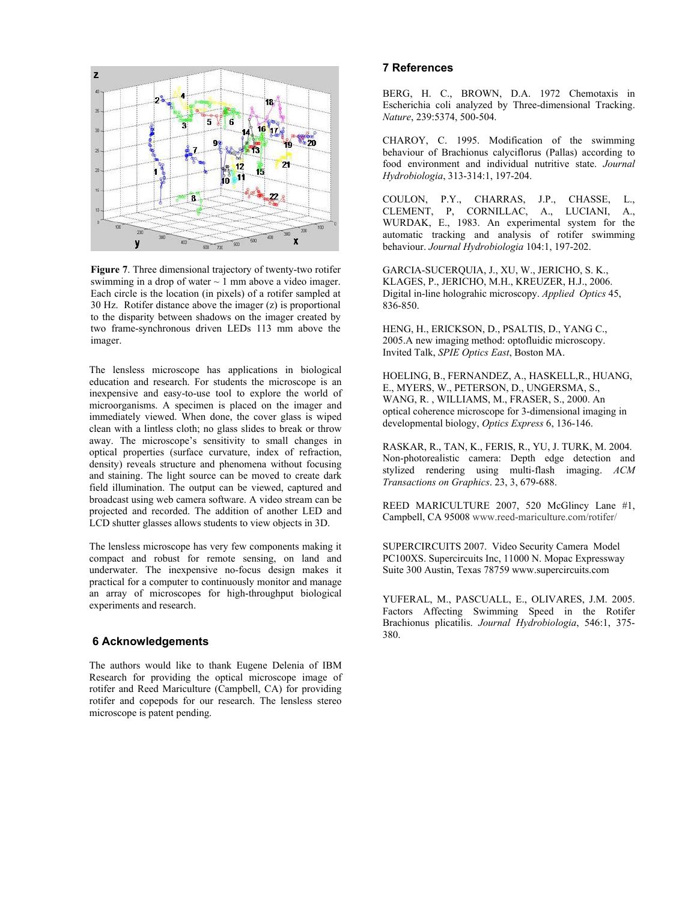z

40
35
30
25
20
15
10
0

2 4 3 5 6 18 14 16 17 19 20 7 9 13 1 12 21 10 11 15 8 22

y

100 200 300 400 500 700

x

600 500 400 300 200 100 0

**Figure 7**. Three dimensional trajectory of twenty-two rotifer swimming in a drop of water ~ 1 mm above a video imager. Each circle is the location (in pixels) of a rotifer sampled at 30 Hz. Rotifer distance above the imager (z) is proportional to the disparity between shadows on the imager created by two frame-synchronous driven LEDs 113 mm above the imager.

The lensless microscope has applications in biological education and research. For students the microscope is an inexpensive and easy-to-use tool to explore the world of microorganisms. A specimen is placed on the imager and immediately viewed. When done, the cover glass is wiped clean with a lintless cloth; no glass slides to break or throw away. The microscope's sensitivity to small changes in optical properties (surface curvature, index of refraction, density) reveals structure and phenomena without focusing and staining. The light source can be moved to create dark field illumination. The output can be viewed, captured and broadcast using web camera software. A video stream can be projected and recorded. The addition of another LED and LCD shutter glasses allows students to view objects in 3D.

The lensless microscope has very few components making it compact and robust for remote sensing, on land and underwater. The inexpensive no-focus design makes it practical for a computer to continuously monitor and manage an array of microscopes for high-throughput biological experiments and research.

## 6 Acknowledgements

The authors would like to thank Eugene Delenia of IBM Research for providing the optical microscope image of rotifer and Reed Mariculture (Campbell, CA) for providing rotifer and copepods for our research. The lensless stereo microscope is patent pending.

## 7 References

BERG, H. C., BROWN, D.A. 1972 Chemotaxis in Escherichia coli analyzed by Three-dimensional Tracking. *Nature*, 239:5374, 500-504.

CHAROY, C. 1995. Modification of the swimming behaviour of Brachionus calyciflorus (Pallas) according to food environment and individual nutritive state. *Journal Hydrobiologia*, 313-314:1, 197-204.

COULON, P.Y., CHARRAS, J.P., CHASSE, L., CLEMENT, P, CORNILLAC, A., LUCIANI, A., WURDAK, E., 1983. An experimental system for the automatic tracking and analysis of rotifer swimming behaviour. *Journal Hydrobiologia* 104:1, 197-202.

GARCIA-SUCERQUIA, J., XU, W., JERICHO, S. K., KLAGES, P., JERICHO, M.H., KREUZER, H.J., 2006. Digital in-line holograhic microscopy. *Applied Optics* 45, 836-850.

HENG, H., ERICKSON, D., PSALTIS, D., YANG C., 2005.A new imaging method: optofluidic microscopy. Invited Talk, *SPIE Optics East*, Boston MA.

HOELING, B., FERNANDEZ, A., HASKELL,R., HUANG, E., MYERS, W., PETERSON, D., UNGERSMA, S., WANG, R. , WILLIAMS, M., FRASER, S., 2000. An optical coherence microscope for 3-dimensional imaging in developmental biology, *Optics Express* 6, 136-146.

RASKAR, R., TAN, K., FERIS, R., YU, J. TURK, M. 2004. Non-photorealistic camera: Depth edge detection and stylized rendering using multi-flash imaging. *ACM Transactions on Graphics*. 23, 3, 679-688.

REED MARICULTURE 2007, 520 McGlincy Lane #1, Campbell, CA 95008 www.reed-mariculture.com/rotifer/

SUPERCIRCUITS 2007. Video Security Camera Model PC100XS. Supercircuits Inc, 11000 N. Mopac Expressway Suite 300 Austin, Texas 78759 www.supercircuits.com

YUFERAL, M., PASCUALL, E., OLIVARES, J.M. 2005. Factors Affecting Swimming Speed in the Rotifer Brachionus plicatilis. *Journal Hydrobiologia*, 546:1, 375-380.